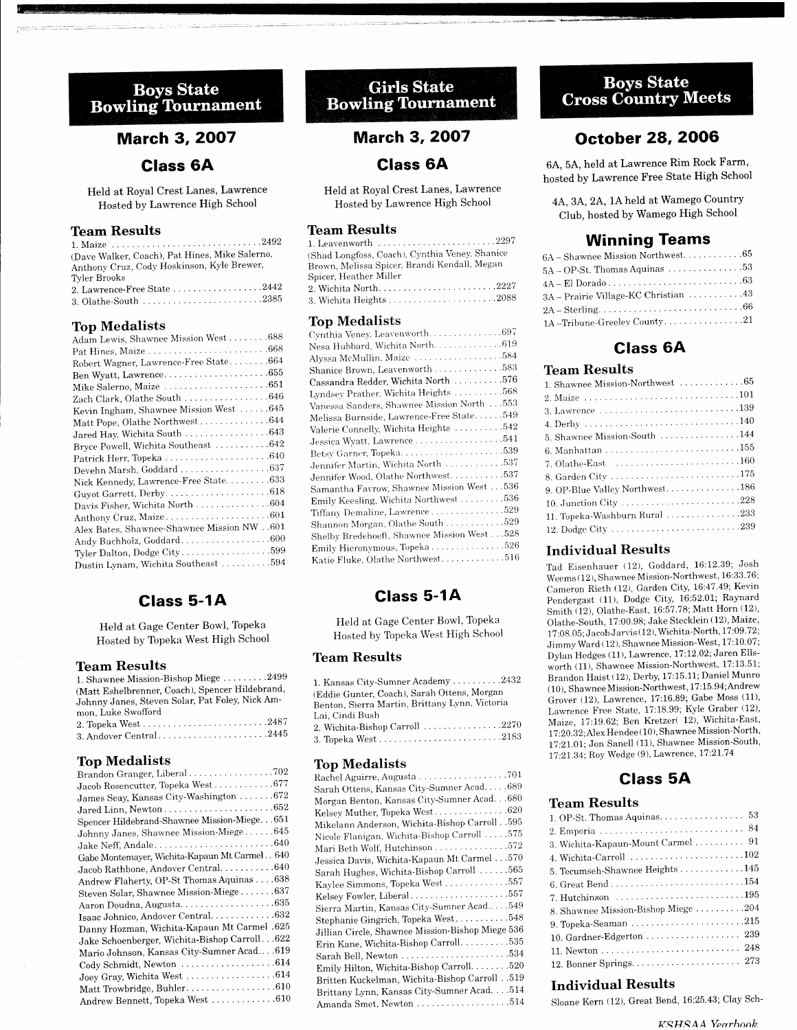# Boys State Bowling Tournament

## March 3, 2007

### Class 6A

Held at Royal Crest Lanes, Lawrence
Hosted by Lawrence High School

#### Team Results

1. Maize .............................2492
(Dave Walker, Coach), Pat Hines, Mike Salerno, Anthony Cruz, Cody Hoskinson, Kyle Brewer, Tyler Brooks
2. Lawrence-Free State .................2442
3. Olathe-South .......................2385

#### Top Medalists

Adam Lewis, Shawnee Mission West ........688
Pat Hines, Maize .......................668
Robert Wagner, Lawrence-Free State........664
Ben Wyatt, Lawrence.....................655
Mike Salerno, Maize .....................651
Zach Clark, Olathe South .................646
Kevin Ingham, Shawnee Mission West ......645
Matt Pope, Olathe Northwest..............644
Jared Hay, Wichita South .................643
Bryce Powell, Wichita Southeast ..........642
Patrick Herr, Topeka .....................640
Devehn Marsh, Goddard ..................637
Nick Kennedy, Lawrence-Free State.........633
Guyot Garrett, Derby.....................618
Davis Fisher, Wichita North ..............604
Anthony Cruz, Maize.....................601
Alex Bates, Shawnee-Shawnee Mission NW ..601
Andy Buchholz, Goddard..................600
Tyler Dalton, Dodge City..................599
Dustin Lynam, Wichita Southeast ..........594

### Class 5-1A

Held at Gage Center Bowl, Topeka
Hosted by Topeka West High School

#### Team Results

1. Shawnee Mission-Bishop Miege .........2499
(Matt Eshelbrenner, Coach), Spencer Hildebrand, Johnny Janes, Steven Solar, Pat Foley, Nick Ammon, Luke Swofford
2. Topeka West .........................2487
3. Andover Central......................2445

#### Top Medalists

Brandon Granger, Liberal.................702
Jacob Rosencutter, Topeka West...........677
James Seay, Kansas City-Washington .......672
Jared Linn, Newton......................652
Spencer Hildebrand-Shawnee Mission-Miege...651
Johnny Janes, Shawnee Mission-Miege......645
Jake Neff, Andale........................640
Gabe Montemayer, Wichita-Kapaun Mt Carmel .. 640
Jacob Rathbone, Andover Central...........640
Andrew Flaherty, OP-St Thomas Aquinas ....638
Steven Solar, Shawnee Mission-Miege.......637
Aaron Doudna, Augusta...................635
Isaac Johnico, Andover Central............632
Danny Hozman, Wichita-Kapaun Mt Carmel .625
Jake Schoenberger, Wichita-Bishop Carroll...622
Mario Johnson, Kansas City-Sumner Acad....619
Cody Schmidt, Newton ..................614
Joey Gray, Wichita West .................614
Matt Trowbridge, Buhler..................610
Andrew Bennett, Topeka West ............610

# Girls State Bowling Tournament

## March 3, 2007

### Class 6A

Held at Royal Crest Lanes, Lawrence
Hosted by Lawrence High School

#### Team Results

1. Leavenworth .......................2297
(Shad Longfoss, Coach), Cynthia Veney, Shanice Brown, Melissa Spicer, Brandi Kendall, Megan Spicer, Heather Miller
2. Wichita North.......................2227
3. Wichita Heights.....................2088

#### Top Medalists

Cynthia Veney, Leavenworth..............697
Nesa Hubbard, Wichita North.............619
Alyssa McMullin, Maize .................584
Shanice Brown, Leavenworth .............583
Cassandra Redder, Wichita North .........576
Lyndsey Prather, Wichita Heights .........568
Vanessa Sanders, Shawnee Mission North ...553
Melissa Burnside, Lawrence-Free State......549
Valerie Connelly, Wichita Heights .........542
Jessica Wyatt, Lawrence .................541
Betsy Garner, Topeka....................539
Jennifer Martin, Wichita North ...........537
Jennifer Wood, Olathe Northwest..........537
Samantha Favrow, Shawnee Mission West ...536
Emily Keesling, Wichita Northwest ........536
Tiffany Demaline, Lawrence...............529
Shannon Morgan, Olathe South ...........529
Shelby Bredehoeft, Shawnee Mission West ...528
Emily Hieronymous, Topeka ..............526
Katie Fluke, Olathe Northwest............516

### Class 5-1A

Held at Gage Center Bowl, Topeka
Hosted by Topeka West High School

#### Team Results

1. Kansas City-Sumner Academy ..........2432
(Eddie Gunter, Coach), Sarah Ottens, Morgan Benton, Sierra Martin, Brittany Lynn, Victoria Lai, Cindi Bush
2. Wichita-Bishop Carroll ...............2270
3. Topeka West........................2183

#### Top Medalists

Rachel Aguirre, Augusta .................701
Sarah Ottens, Kansas City-Sumner Acad.....689
Morgan Benton, Kansas City-Sumner Acad. ..680
Kelsey Muther, Topeka West..............620
Mikelann Anderson, Wichita-Bishop Carroll ..595
Nicole Flanigan, Wichita-Bishop Carroll .....575
Mari Beth Wolf, Hutchinson ...............572
Jessica Davis, Wichita-Kapaun Mt Carmel ...570
Sarah Hughes, Wichita-Bishop Carroll ......565
Kaylee Simmons, Topeka West ............557
Kelsey Fowler, Liberal...................557
Sierra Martin, Kansas City-Sumner Acad.....549
Stephanie Gingrich, Topeka West..........548
Jillian Circle, Shawnee Mission-Bishop Miege 536
Erin Kane, Wichita-Bishop Carroll..........535
Sarah Bell, Newton .....................534
Emily Hilton, Wichita-Bishop Carroll........520
Britten Kuckelman, Wichita-Bishop Carroll ..519
Brittany Lynn, Kansas City-Sumner Acad. ...514
Amanda Smet, Newton ..................514

# Boys State Cross Country Meets

## October 28, 2006

6A, 5A, held at Lawrence Rim Rock Farm, hosted by Lawrence Free State High School

4A, 3A, 2A, 1A held at Wamego Country Club, hosted by Wamego High School

### Winning Teams

6A – Shawnee Mission Northwest...........65
5A – OP-St. Thomas Aquinas ..............53
4A – El Dorado..........................63
3A – Prairie Village-KC Christian ..........43
2A – Sterling............................66
1A –Tribune-Greeley County...............21

### Class 6A

#### Team Results

1. Shawnee Mission-Northwest ............65
2. Maize .............................101
3. Lawrence ..........................139
4. Derby .............................140
5. Shawnee Mission-South ...............144
6. Manhattan ..........................155
7. Olathe-East ........................160
8. Garden City .........................175
9. OP-Blue Valley Northwest..............186
10. Junction City .......................228
11. Topeka-Washburn Rural ..............233
12. Dodge City .........................239

#### Individual Results

Tad Eisenhauer (12), Goddard, 16:12.39; Josh Weems (12), Shawnee Mission-Northwest, 16:33.76; Cameron Rieth (12), Garden City, 16:47.49; Kevin Pendergast (11), Dodge City, 16:52.01; Raynard Smith (12), Olathe-East, 16:57.78; Matt Horn (12), Olathe-South, 17:00.98; Jake Stecklein (12), Maize, 17:08.05; Jacob Jarvis (12), Wichita-North, 17:09.72; Jimmy Ward (12), Shawnee Mission-West, 17:10.07; Dylan Hedges (11), Lawrence, 17:12.02; Jaren Ellsworth (11), Shawnee Mission-Northwest, 17:13.51; Brandon Haist (12), Derby, 17:15.11; Daniel Munro (10), Shawnee Mission-Northwest, 17:15.94; Andrew Grover (12), Lawrence, 17:16.89; Gabe Moss (11), Lawrence Free State, 17:18.99; Kyle Graber (12), Maize, 17:19.62; Ben Kretzer (12), Wichita-East, 17:20.32; Alex Hendee (10), Shawnee Mission-North, 17:21.01; Jon Sanell (11), Shawnee Mission-South, 17:21.34; Roy Wedge (9), Lawrence, 17:21.74

### Class 5A

#### Team Results

1. OP-St. Thomas Aquinas................. 53
2. Emporia ............................ 84
3. Wichita-Kapaun-Mount Carmel .......... 91
4. Wichita-Carroll ......................102
5. Tecumseh-Shawnee Heights.............145
6. Great Bend..........................154
7. Hutchinson .........................195
8. Shawnee Mission-Bishop Miege ..........204
9. Topeka-Seaman ......................215
10. Gardner-Edgerton ................... 239
11. Newton ........................... 248
12. Bonner Springs...................... 273

#### Individual Results

Sloane Kern (12), Great Bend, 16:25.43; Clay Sch-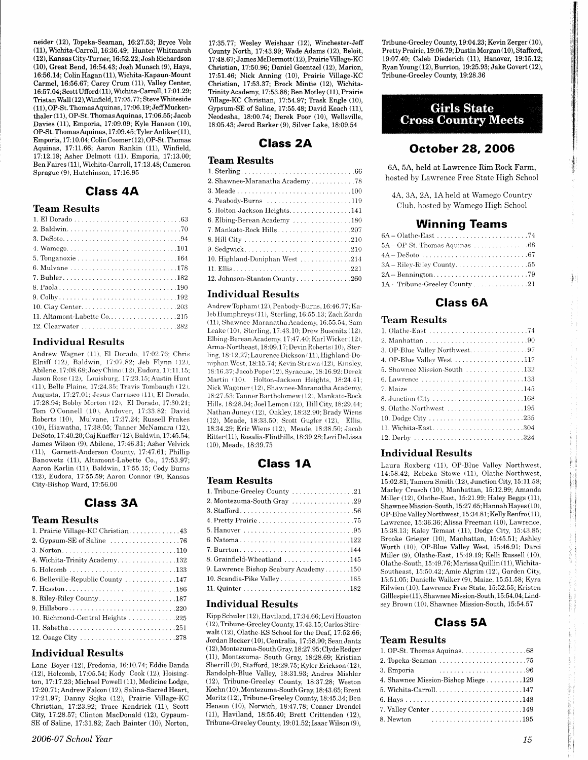neider (12), Topeka-Seaman, 16:27.53; Bryce Volz (11), Wichita-Carroll, 16:36.49; Hunter Whitmarsh (12), Kansas City-Turner, 16:52.22; Josh Richardson (10), Great Bend, 16:54.43; Josh Munsch (9), Hays, 16:56.14; Colin Hagan (11), Wichita-Kapaun-Mount Carmel, 16:56.67; Carey Crum (11), Valley Center, 16:57.04; Scott Ufford (11), Wichita-Carroll, 17:01.29; Tristan Wall (12), Winfield, 17:05.77; Steve Whiteside (11), OP-St. Thomas Aquinas, 17:06.19; Jeff Muckenthaler (11), OP-St. Thomas Aquinas, 17:06.55; Jacob Davies (11), Emporia, 17:09.09; Kyle Hanson (10), OP-St. Thomas Aquinas, 17:09.45; Tyler Anliker (11), Emporia, 17:10.04; Colin Coomer (12), OP-St. Thomas Aquinas, 17:11.66; Aaron Rankin (11), Winfield, 17:12.18; Asher Delmott (11), Emporia, 17:13.00; Ben Faires (11), Wichita-Carroll, 17:13.48; Cameron Sprague (9), Hutchinson, 17:16.95

## Class 4A

### Team Results

1. El Dorado .....63
2. Baldwin .....70
3. DeSoto .....94
4. Wamego .....101
5. Tonganoxie .....164
6. Mulvane .....178
7. Buhler .....182
8. Paola .....190
9. Colby .....192
10. Clay Center .....203
11. Altamont-Labette Co. .....215
12. Clearwater .....282

### Individual Results

Andrew Wagner (11), El Dorado, 17:02.76; Chris Elniff (12), Baldwin, 17:07.82; Jeb Flynn (12), Abilene, 17:08.68; Joey Chino (12), Eudora, 17:11.15; Jason Rose (12), Louisburg, 17:23.15; Austin Hunt (11), Belle Plaine, 17:24.35; Travis Tombaugh (12), Augusta, 17:27.01; Jesus Carrasco (11), El Dorado, 17:28.94; Bobby Morton (12), El Dorado, 17:30.21; Tom O'Connell (10), Andover, 17:33.82; David Roberts (10), Mulvane, 17:37.24; Russell Frakes (10), Hiawatha, 17:38.05; Tanner McNamara (12), DeSoto, 17:40.20; Caj Kueffer (12), Baldwin, 17:45.54; James Wilson (9), Abilene, 17:46.31; Asher Velvick (11), Garnett-Anderson County, 17:47.61; Phillip Banowetz (11), Altamont-Labette Co., 17:53.97; Aaron Karlin (11), Baldwin, 17:55.15; Cody Burns (12), Eudora, 17:55.59; Aaron Connor (9), Kansas City-Bishop Ward, 17:56.00

## Class 3A

### Team Results

1. Prairie Village-KC Christian .....43
2. Gypsum-SE of Saline .....76
3. Norton .....110
4. Wichita-Trinity Academy .....132
5. Holcomb .....133
6. Belleville-Republic County .....147
7. Hesston .....186
8. Riley-Riley County .....187
9. Hillsboro .....220
10. Richmond-Central Heights .....225
11. Sabetha .....251
12. Osage City .....278

### Individual Results

Lane Boyer (12), Fredonia, 16:10.74; Eddie Banda (12), Holcomb, 17:05.54; Kody Cook (12), Hoisington, 17:17.23; Michael Powell (11), Medicine Lodge, 17:20.71; Andrew Falcon (12), Salina-Sacred Heart, 17:21.97; Danny Sojka (12), Prairie Village-KC Christian, 17:23.92; Trace Kendrick (11), Scott City, 17:28.57; Clinton MacDonald (12), Gypsum-SE of Saline, 17:31.82; Zach Bainter (10), Norton, 17:35.77; Wesley Weishaar (12), Winchester-Jeff County North, 17:43.99; Wade Adams (12), Beloit, 17:48.67; James McDermott (12), Prairie Village-KC Christian, 17:50.96; Daniel Goentzel (12), Marion, 17:51.46; Nick Anning (10), Prairie Village-KC Christian, 17:53.37; Brock Mintie (12), Wichita-Trinity Academy, 17:53.88; Ben Motley (11), Prairie Village-KC Christian, 17:54.97; Trask Engle (10), Gypsum-SE of Saline, 17:55.48; David Keach (11), Neodesha, 18:00.74; Derek Poor (10), Wellsville, 18:05.43; Jerod Barker (9), Silver Lake, 18:09.54

## Class 2A

### Team Results

1. Sterling .....66
2. Shawnee-Maranatha Academy .....78
3. Meade .....100
4. Peabody-Burns .....119
5. Holton-Jackson Heights .....141
6. Elbing-Berean Academy .....180
7. Mankato-Rock Hills .....207
8. Hill City .....210
9. Sedgwick .....210
10. Highland-Doniphan West .....214
11. Ellis .....221
12. Johnson-Stanton County .....260

### Individual Results

Andrew Topham (12), Peabody-Burns, 16:46.77; Kaleb Humphreys (11), Sterling, 16:55.13; Zach Zarda (11), Shawnee-Maranatha Academy, 16:55.54; Sam Leake (10), Sterling, 17:43.10; Drew Busenitz (12), Elbing-Berean Academy, 17:47.40; Karl Wicker (12), Arma-Northeast, 18:09.17; Devin Roberts (10), Sterling, 18:12.27; Laurence Dickson (11), Highland-Doniphan West, 18:15.74; Kevin Strawn (12), Kinsley, 18:16.37; Jacob Pope (12), Syracuse, 18:16.92; Derek Martin (10), Holton-Jackson Heights, 18:24.41; Nick Wagoner (12), Shawnee-Maranatha Academy, 18:27.53; Tanner Bartholomew (12), Mankato-Rock Hills, 18:28.94; Joel Lemon (12), Hill City, 18:29.44; Nathan Juney (12), Oakley, 18:32.90; Brady Wiens (12), Meade, 18:33.50; Scott Gugler (12), Ellis, 18:34.29; Eric Wiens (12), Meade, 18:38.50; Jacob Ritter (11), Rosalia-Flinthills, 18:39.28; Levi DeLissa (10), Meade, 18:39.75

## Class 1A

### Team Results

1. Tribune-Greeley County .....21
2. Montezuma-South Gray .....29
3. Stafford .....56
4. Pretty Prairie .....75
5. Hanover .....95
6. Natoma .....122
7. Burrton .....144
8. Grainfield-Wheatland .....145
9. Lawrence Bishop Seabury Academy .....150
10. Scandia-Pike Valley .....165
11. Quinter .....182

### Individual Results

Kipp Schuler (12), Haviland, 17:34.66; Levi Houston (12), Tribune-Greeley County, 17:43.15; Carlos Stirewalt (12), Olathe-KS School for the Deaf, 17:52.66; Jordan Becker (10), Centralia, 17:58.90; Sean Jantz (12), Montezuma-South Gray, 18:27.95; Clyde Redger (11), Montezuma- South Gray, 18:28.69; Kristian Sherrill (9), Stafford, 18:29.75; Kyler Erickson (12), Randolph-Blue Valley, 18:31.93; Andres Mishler (12), Tribune-Greeley County, 18:37.28; Weston Koehn (10), Montezuma-South Gray, 18:43.65; Brent Moritz (12), Tribune-Greeley County, 18:45.34; Ben Henson (10), Norwich, 18:47.78; Conner Drendel (11), Haviland, 18:55.40; Brett Crittenden (12), Tribune-Greeley County, 19:01.52; Isaac Wilson (9), Tribune-Greeley County, 19:04.23; Kevin Zerger (10), Pretty Prairie, 19:06.79; Dustin Morgan (10), Stafford, 19:07.40; Caleb Diederich (11), Hanover, 19:15.12; Ryan Young (12), Burrton, 19:25.93; Jake Govert (12), Tribune-Greeley County, 19:28.36

# Girls State Cross Country Meets

## October 28, 2006

6A, 5A, held at Lawrence Rim Rock Farm, hosted by Lawrence Free State High School

4A, 3A, 2A, 1A held at Wamego Country Club, hosted by Wamego High School

## Winning Teams

6A – Olathe-East .....74
5A – OP-St. Thomas Aquinas .....68
4A – DeSoto .....67
3A – Riley-Riley County .....55
2A – Bennington .....79
1A - Tribune-Greeley County .....21

## Class 6A

### Team Results

1. Olathe-East .....74
2. Manhattan .....90
3. OP-Blue Valley Northwest .....97
4. OP-Blue Valley West .....117
5. Shawnee Mission-South .....132
6. Lawrence .....133
7. Maize .....145
8. Junction City .....168
9. Olathe-Northwest .....195
10. Dodge City .....235
11. Wichita-East .....304
12. Derby .....324

### Individual Results

Laura Roxberg (11), OP-Blue Valley Northwest, 14:58.42; Rebeka Stowe (11), Olathe-Northwest, 15:02.81; Tamera Smith (12), Junction City, 15:11.58; Marley Crusch (10), Manhattan, 15:12.99; Amanda Miller (12), Olathe-East, 15:21.99; Haley Beggs (11), Shawnee Mission-South, 15:27.65; Hannah Hayes (10), OP-Blue Valley Northwest, 15:34.81; Kelly Renfro (11), Lawrence, 15:36.36; Alissa Freeman (10), Lawrence, 15:38.13; Kaley Temaat (11), Dodge City, 15:43.85; Brooke Grieger (10), Manhattan, 15:45.51; Ashley Wurth (10), OP-Blue Valley West, 15:46.91; Darci Miller (9), Olathe-East, 15:49.19; Kelli Russell (10), Olathe-South, 15:49.76; Marissa Quillin (11), Wichita-Southeast, 15:50.42; Amie Algrim (12), Garden City, 15:51.05; Danielle Walker (9), Maize, 15:51.58; Kyra Kilwien (10), Lawrence Free State, 15:52.55; Kristen Gilllespie (11), Shawnee Mission-South, 15:54.04; Lindsey Brown (10), Shawnee Mission-South, 15:54.57

## Class 5A

### Team Results

1. OP-St. Thomas Aquinas .....68
2. Topeka-Seaman .....75
3. Emporia .....96
4. Shawnee Mission-Bishop Miege .....129
5. Wichita-Carroll .....147
6. Hays .....148
7. Valley Center .....148
8. Newton .....195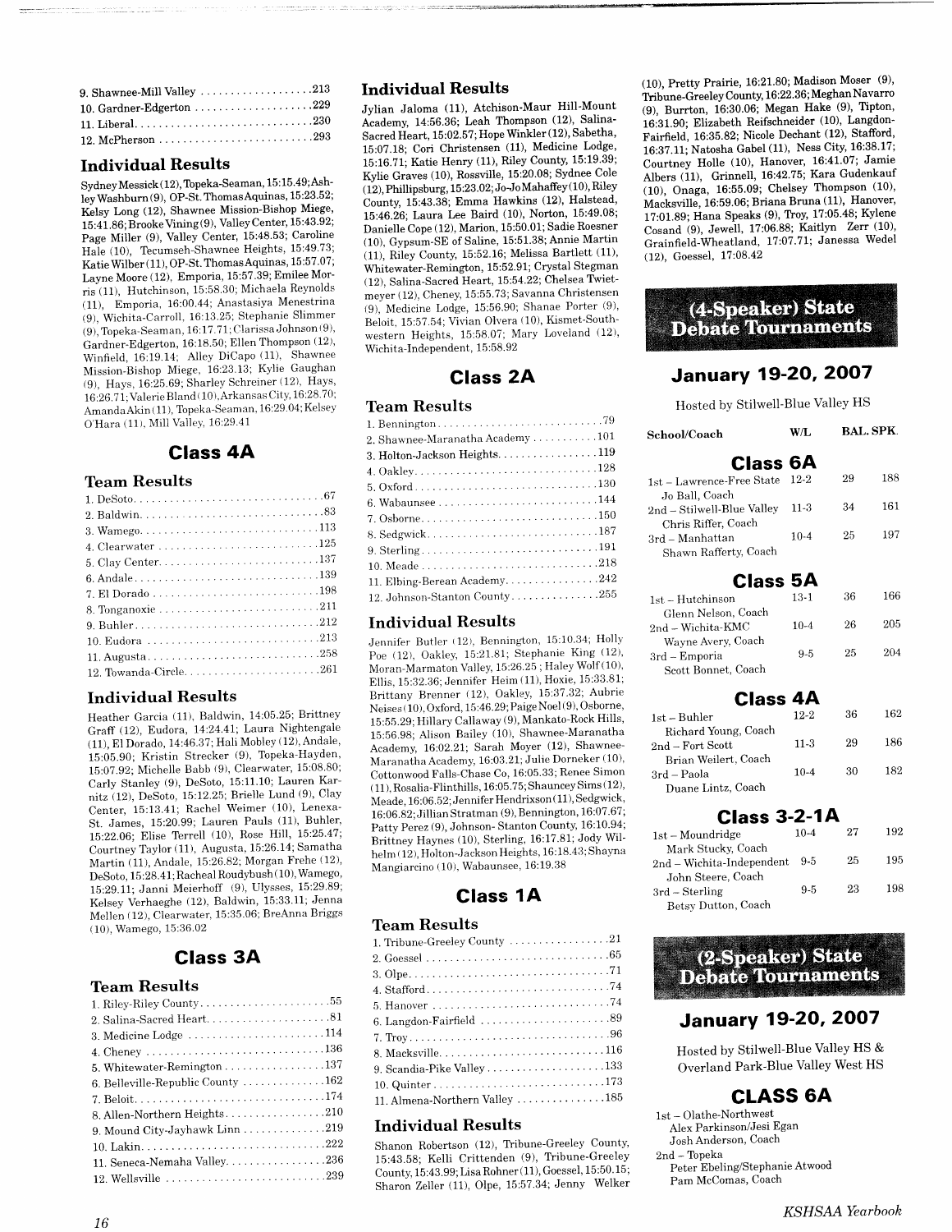| | |
|---|---|
| 9. Shawnee-Mill Valley | 213 |
| 10. Gardner-Edgerton | 229 |
| 11. Liberal | 230 |
| 12. McPherson | 293 |

### Individual Results

Sydney Messick (12), Topeka-Seaman, 15:15.49; Ashley Washburn (9), OP-St. Thomas Aquinas, 15:23.52; Kelsy Long (12), Shawnee Mission-Bishop Miege, 15:41.86; Brooke Vining (9), Valley Center, 15:43.92; Page Miller (9), Valley Center, 15:48.53; Caroline Hale (10), Tecumseh-Shawnee Heights, 15:49.73; Katie Wilber (11), OP-St. Thomas Aquinas, 15:57.07; Layne Moore (12), Emporia, 15:57.39; Emilee Morris (11), Hutchinson, 15:58.30; Michaela Reynolds (11), Emporia, 16:00.44; Anastasiya Menestrina (9), Wichita-Carroll, 16:13.25; Stephanie Slimmer (9), Topeka-Seaman, 16:17.71; Clarissa Johnson (9), Gardner-Edgerton, 16:18.50; Ellen Thompson (12), Winfield, 16:19.14; Alley DiCapo (11), Shawnee Mission-Bishop Miege, 16:23.13; Kylie Gaughan (9), Hays, 16:25.69; Sharley Schreiner (12), Hays, 16:26.71; Valerie Bland (10), Arkansas City, 16:28.70; Amanda Akin (11), Topeka-Seaman, 16:29.04; Kelsey O'Hara (11), Mill Valley, 16:29.41

## Class 4A

### Team Results

| | |
|---|---|
| 1. DeSoto | 67 |
| 2. Baldwin | 83 |
| 3. Wamego | 113 |
| 4. Clearwater | 125 |
| 5. Clay Center | 137 |
| 6. Andale | 139 |
| 7. El Dorado | 198 |
| 8. Tonganoxie | 211 |
| 9. Buhler | 212 |
| 10. Eudora | 213 |
| 11. Augusta | 258 |
| 12. Towanda-Circle | 261 |

### Individual Results

Heather Garcia (11), Baldwin, 14:05.25; Brittney Graff (12), Eudora, 14:24.41; Laura Nightengale (11), El Dorado, 14:46.37; Hali Mobley (12), Andale, 15:05.90; Kristin Strecker (9), Topeka-Hayden, 15:07.92; Michelle Babb (9), Clearwater, 15:08.80; Carly Stanley (9), DeSoto, 15:11.10; Lauren Karnitz (12), DeSoto, 15:12.25; Brielle Lund (9), Clay Center, 15:13.41; Rachel Weimer (10), Lenexa-St. James, 15:20.99; Lauren Pauls (11), Buhler, 15:22.06; Elise Terrell (10), Rose Hill, 15:25.47; Courtney Taylor (11), Augusta, 15:26.14; Samatha Martin (11), Andale, 15:26.82; Morgan Frehe (12), DeSoto, 15:28.41; Racheal Roudybush (10), Wamego, 15:29.11; Janni Meierhoff (9), Ulysses, 15:29.89; Kelsey Verhaeghe (12), Baldwin, 15:33.11; Jenna Mellen (12), Clearwater, 15:35.06; BreAnna Briggs (10), Wamego, 15:36.02

## Class 3A

### Team Results

| | |
|---|---|
| 1. Riley-Riley County | 55 |
| 2. Salina-Sacred Heart | 81 |
| 3. Medicine Lodge | 114 |
| 4. Cheney | 136 |
| 5. Whitewater-Remington | 137 |
| 6. Belleville-Republic County | 162 |
| 7. Beloit | 174 |
| 8. Allen-Northern Heights | 210 |
| 9. Mound City-Jayhawk Linn | 219 |
| 10. Lakin | 222 |
| 11. Seneca-Nemaha Valley | 236 |
| 12. Wellsville | 239 |

### Individual Results

Jylian Jaloma (11), Atchison-Maur Hill-Mount Academy, 14:56.36; Leah Thompson (12), Salina-Sacred Heart, 15:02.57; Hope Winkler (12), Sabetha, 15:07.18; Cori Christensen (11), Medicine Lodge, 15:16.71; Katie Henry (11), Riley County, 15:19.39; Kylie Graves (10), Rossville, 15:20.08; Sydnee Cole (12), Phillipsburg, 15:23.02; Jo-Jo Mahaffey (10), Riley County, 15:43.38; Emma Hawkins (12), Halstead, 15:46.26; Laura Lee Baird (10), Norton, 15:49.08; Danielle Cope (12), Marion, 15:50.01; Sadie Roesner (10), Gypsum-SE of Saline, 15:51.38; Annie Martin (11), Riley County, 15:52.16; Melissa Bartlett (11), Whitewater-Remington, 15:52.91; Crystal Stegman (12), Salina-Sacred Heart, 15:54.22; Chelsea Twietmeyer (12), Cheney, 15:55.73; Savanna Christensen (9), Medicine Lodge, 15:56.90; Shanae Porter (9), Beloit, 15:57.54; Vivian Olvera (10), Kismet-Southwestern Heights, 15:58.07; Mary Loveland (12), Wichita-Independent, 15:58.92

## Class 2A

### Team Results

| | |
|---|---|
| 1. Bennington | 79 |
| 2. Shawnee-Maranatha Academy | 101 |
| 3. Holton-Jackson Heights | 119 |
| 4. Oakley | 128 |
| 5. Oxford | 130 |
| 6. Wabaunsee | 144 |
| 7. Osborne | 150 |
| 8. Sedgwick | 187 |
| 9. Sterling | 191 |
| 10. Meade | 218 |
| 11. Elbing-Berean Academy | 242 |
| 12. Johnson-Stanton County | 255 |

### Individual Results

Jennifer Butler (12), Bennington, 15:10.34; Holly Poe (12), Oakley, 15:21.81; Stephanie King (12), Moran-Marmaton Valley, 15:26.25; Haley Wolf (10), Ellis, 15:32.36; Jennifer Heim (11), Hoxie, 15:33.81; Brittany Brenner (12), Oakley, 15:37.32; Aubrie Neises (10), Oxford, 15:46.29; Paige Noel (9), Osborne, 15:55.29; Hillary Callaway (9), Mankato-Rock Hills, 15:56.98; Alison Bailey (10), Shawnee-Maranatha Academy, 16:02.21; Sarah Moyer (12), Shawnee-Maranatha Academy, 16:03.21; Julie Dorneker (10), Cottonwood Falls-Chase Co, 16:05.33; Renee Simon (11), Rosalia-Flinthills, 16:05.75; Shauncey Sims (12), Meade, 16:06.52; Jennifer Hendrixson (11), Sedgwick, 16:06.82; Jillian Stratman (9), Bennington, 16:07.67; Patty Perez (9), Johnson-Stanton County, 16:10.94; Brittney Haynes (10), Sterling, 16:17.81; Jody Wilhelm (12), Holton-Jackson Heights, 16:18.43; Shayna Mangiarcino (10), Wabaunsee, 16:19.38

## Class 1A

### Team Results

| | |
|---|---|
| 1. Tribune-Greeley County | 21 |
| 2. Goessel | 65 |
| 3. Olpe | 71 |
| 4. Stafford | 74 |
| 5. Hanover | 74 |
| 6. Langdon-Fairfield | 89 |
| 7. Troy | 96 |
| 8. Macksville | 116 |
| 9. Scandia-Pike Valley | 133 |
| 10. Quinter | 173 |
| 11. Almena-Northern Valley | 185 |

### Individual Results

Shanon Robertson (12), Tribune-Greeley County, 15:43.58; Kelli Crittenden (9), Tribune-Greeley County, 15:43.99; Lisa Rohner (11), Goessel, 15:50.15; Sharon Zeller (11), Olpe, 15:57.34; Jenny Welker (10), Pretty Prairie, 16:21.80; Madison Moser (9), Tribune-Greeley County, 16:22.36; Meghan Navarro (9), Burrton, 16:30.06; Megan Hake (9), Tipton, 16:31.90; Elizabeth Reifschneider (10), Langdon-Fairfield, 16:35.82; Nicole Dechant (12), Stafford, 16:37.11; Natosha Gabel (11), Ness City, 16:38.17; Courtney Holle (10), Hanover, 16:41.07; Jamie Albers (11), Grinnell, 16:42.75; Kara Gudenkauf (10), Onaga, 16:55.09; Chelsey Thompson (10), Macksville, 16:59.06; Briana Bruna (11), Hanover, 17:01.89; Hana Speaks (9), Troy, 17:05.48; Kylene Cosand (9), Jewell, 17:06.88; Kaitlyn Zerr (10), Grainfield-Wheatland, 17:07.71; Janessa Wedel (12), Goessel, 17:08.42

# (4-Speaker) State Debate Tournaments

## January 19-20, 2007

Hosted by Stilwell-Blue Valley HS

| School/Coach | W/L | BAL. | SPK. |
|---|---|---|---|
| **Class 6A** | | | |
| 1st – Lawrence-Free State<br>Jo Ball, Coach | 12-2 | 29 | 188 |
| 2nd – Stilwell-Blue Valley<br>Chris Riffer, Coach | 11-3 | 34 | 161 |
| 3rd – Manhattan<br>Shawn Rafferty, Coach | 10-4 | 25 | 197 |
| **Class 5A** | | | |
| 1st – Hutchinson<br>Glenn Nelson, Coach | 13-1 | 36 | 166 |
| 2nd – Wichita-KMC<br>Wayne Avery, Coach | 10-4 | 26 | 205 |
| 3rd – Emporia<br>Scott Bonnet, Coach | 9-5 | 25 | 204 |
| **Class 4A** | | | |
| 1st – Buhler<br>Richard Young, Coach | 12-2 | 36 | 162 |
| 2nd – Fort Scott<br>Brian Weilert, Coach | 11-3 | 29 | 186 |
| 3rd – Paola<br>Duane Lintz, Coach | 10-4 | 30 | 182 |
| **Class 3-2-1A** | | | |
| 1st – Moundridge<br>Mark Stucky, Coach | 10-4 | 27 | 192 |
| 2nd – Wichita-Independent<br>John Steere, Coach | 9-5 | 25 | 195 |
| 3rd – Sterling<br>Betsy Dutton, Coach | 9-5 | 23 | 198 |

# (2-Speaker) State Debate Tournaments

## January 19-20, 2007

Hosted by Stilwell-Blue Valley HS & Overland Park-Blue Valley West HS

## CLASS 6A

1st – Olathe-Northwest
Alex Parkinson/Jesi Egan
Josh Anderson, Coach

2nd – Topeka
Peter Ebeling/Stephanie Atwood
Pam McComas, Coach